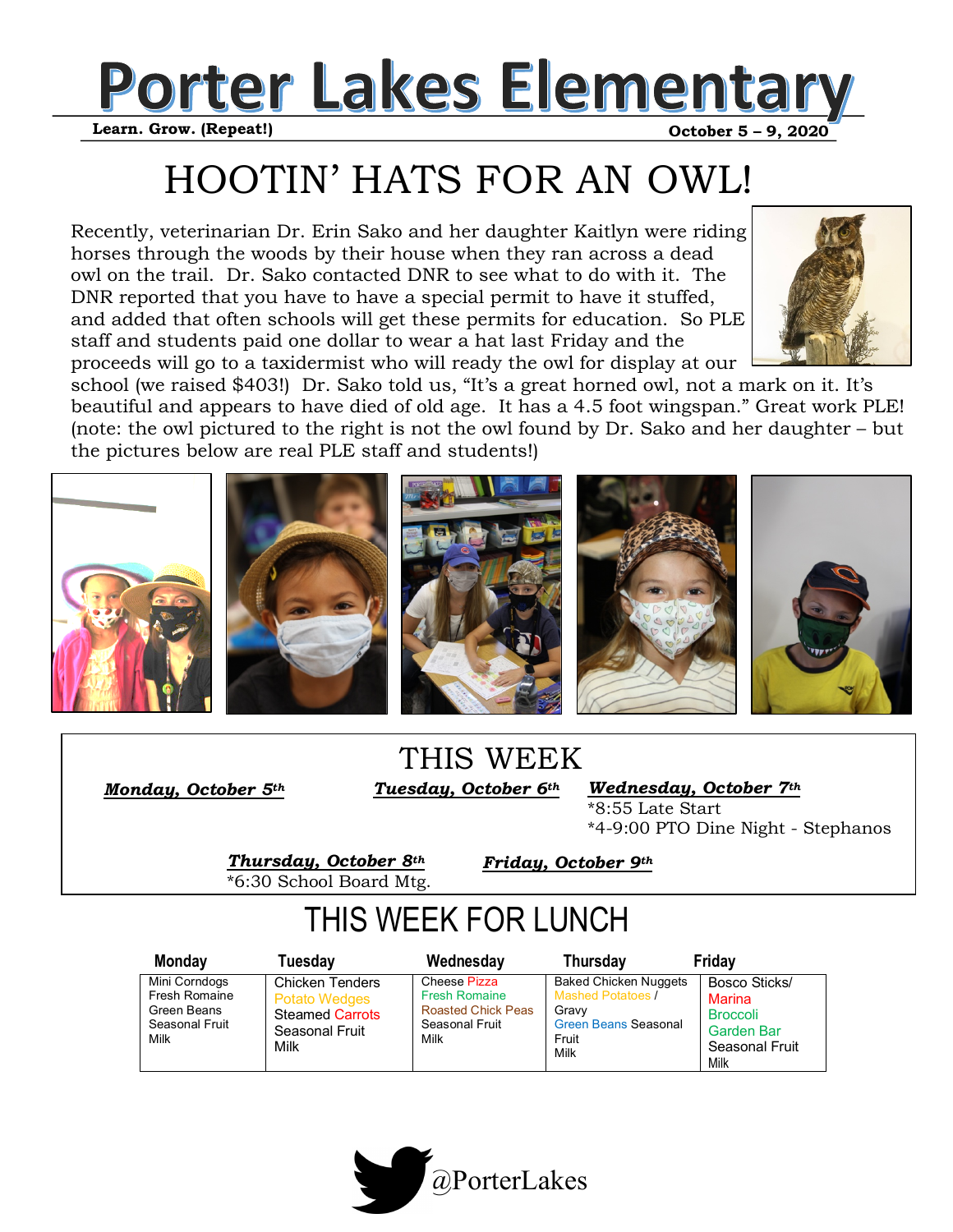# Porter Lakes Elementary

**Learn. Grow. (Repeat!)** **October 5 – 9, 2020**

## HOOTIN' HATS FOR AN OWL!

Recently, veterinarian Dr. Erin Sako and her daughter Kaitlyn were riding horses through the woods by their house when they ran across a dead owl on the trail. Dr. Sako contacted DNR to see what to do with it. The DNR reported that you have to have a special permit to have it stuffed, and added that often schools will get these permits for education. So PLE staff and students paid one dollar to wear a hat last Friday and the proceeds will go to a taxidermist who will ready the owl for display at our school (we raised $403!) Dr. Sako told us, "It's a great horned owl, not a mark on it. It's beautiful and appears to have died of old age. It has a 4.5 foot wingspan." Great work PLE! (note: the owl pictured to the right is not the owl found by Dr. Sako and her daughter – but the pictures below are real PLE staff and students!)

## THIS WEEK

***Monday, October 5th***

***Tuesday, October 6th***

***Wednesday, October 7th***
*8:55 Late Start
*4-9:00 PTO Dine Night - Stephanos

***Thursday, October 8th***
*6:30 School Board Mtg.

***Friday, October 9th***

## THIS WEEK FOR LUNCH

| Monday | Tuesday | Wednesday | Thursday | Friday |
|---|---|---|---|---|
| Mini Corndogs<br>Fresh Romaine<br>Green Beans<br>Seasonal Fruit<br>Milk | Chicken Tenders<br>Potato Wedges<br>Steamed Carrots<br>Seasonal Fruit<br>Milk | Cheese Pizza<br>Fresh Romaine<br>Roasted Chick Peas<br>Seasonal Fruit<br>Milk | Baked Chicken Nuggets<br>Mashed Potatoes / Gravy<br>Green Beans Seasonal Fruit<br>Milk | Bosco Sticks/ Marina<br>Broccoli<br>Garden Bar<br>Seasonal Fruit<br>Milk |

@PorterLakes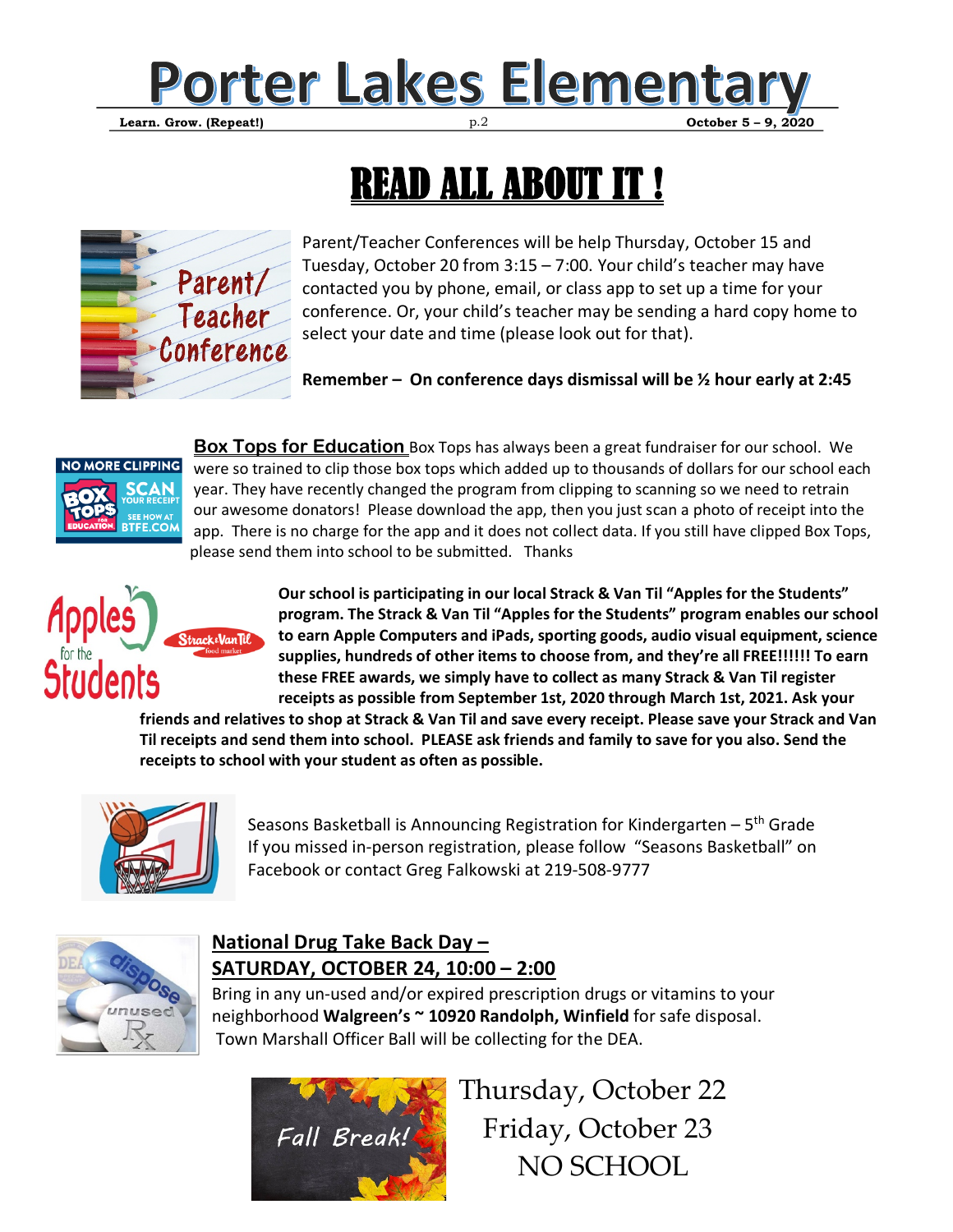# READ ALL ABOUT IT !

Parent/Teacher Conferences will be help Thursday, October 15 and Tuesday, October 20 from 3:15 – 7:00. Your child's teacher may have contacted you by phone, email, or class app to set up a time for your conference. Or, your child's teacher may be sending a hard copy home to select your date and time (please look out for that).

**Remember – On conference days dismissal will be ½ hour early at 2:45**

**Box Tops for Education** Box Tops has always been a great fundraiser for our school. We were so trained to clip those box tops which added up to thousands of dollars for our school each year. They have recently changed the program from clipping to scanning so we need to retrain our awesome donators! Please download the app, then you just scan a photo of receipt into the app. There is no charge for the app and it does not collect data. If you still have clipped Box Tops, please send them into school to be submitted. Thanks

**Our school is participating in our local Strack & Van Til "Apples for the Students" program. The Strack & Van Til "Apples for the Students" program enables our school to earn Apple Computers and iPads, sporting goods, audio visual equipment, science supplies, hundreds of other items to choose from, and they're all FREE!!!!!! To earn these FREE awards, we simply have to collect as many Strack & Van Til register receipts as possible from September 1st, 2020 through March 1st, 2021. Ask your friends and relatives to shop at Strack & Van Til and save every receipt. Please save your Strack and Van Til receipts and send them into school. PLEASE ask friends and family to save for you also. Send the receipts to school with your student as often as possible.**

Seasons Basketball is Announcing Registration for Kindergarten – 5th Grade
If you missed in-person registration, please follow "Seasons Basketball" on Facebook or contact Greg Falkowski at 219-508-9777

**National Drug Take Back Day –**
**SATURDAY, OCTOBER 24, 10:00 – 2:00**

Bring in any un-used and/or expired prescription drugs or vitamins to your neighborhood **Walgreen's ~ 10920 Randolph, Winfield** for safe disposal.
Town Marshall Officer Ball will be collecting for the DEA.

Fall Break!

Thursday, October 22
Friday, October 23
NO SCHOOL